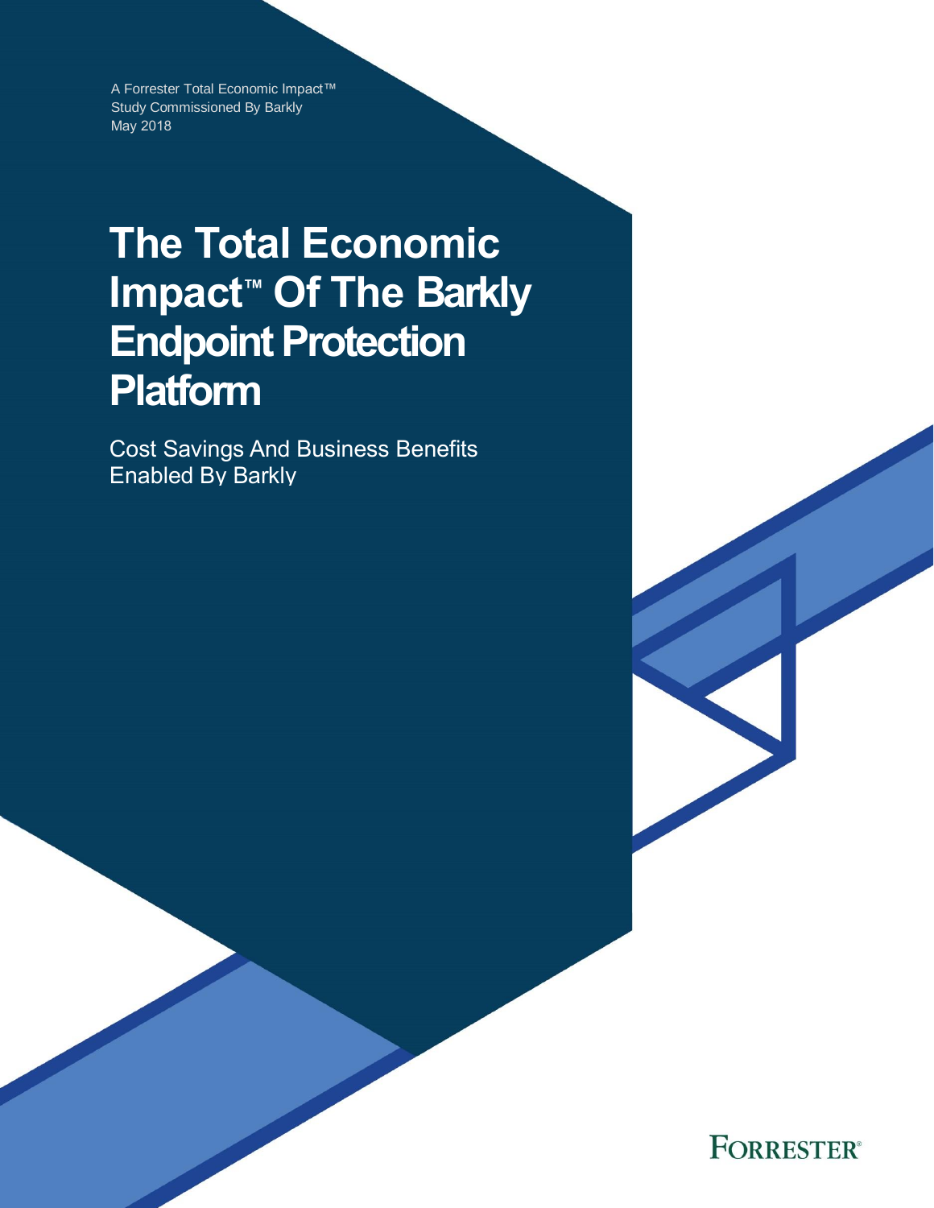A Forrester Total Economic Impact™
Study Commissioned By Barkly
May 2018

# The Total Economic Impact™ Of The Barkly Endpoint Protection Platform

Cost Savings And Business Benefits Enabled By Barkly

FORRESTER®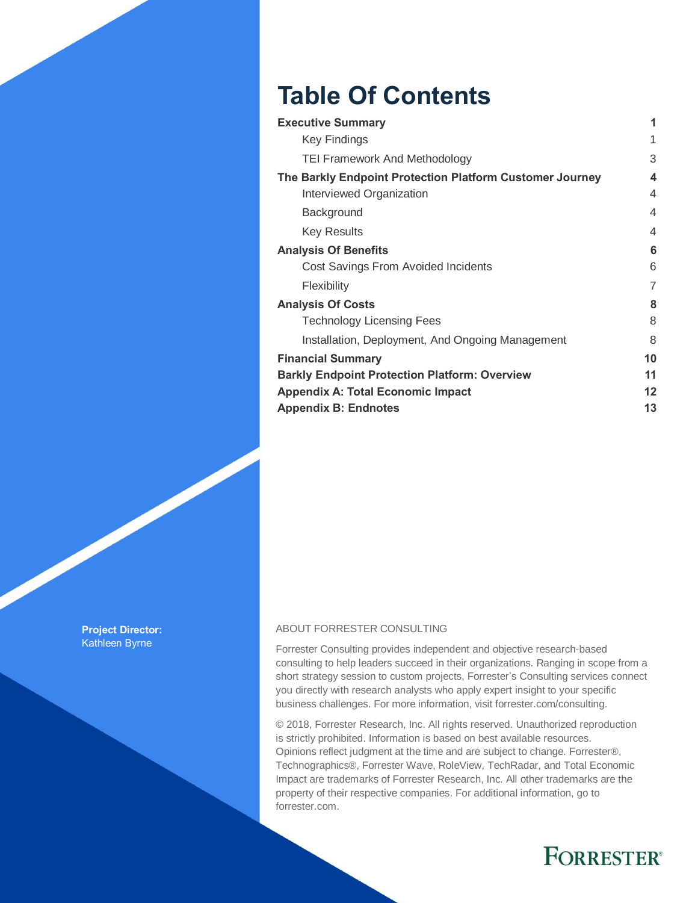# Table Of Contents

| | |
|---|---|
| **Executive Summary** | **1** |
| Key Findings | 1 |
| TEI Framework And Methodology | 3 |
| **The Barkly Endpoint Protection Platform Customer Journey** | **4** |
| Interviewed Organization | 4 |
| Background | 4 |
| Key Results | 4 |
| **Analysis Of Benefits** | **6** |
| Cost Savings From Avoided Incidents | 6 |
| Flexibility | 7 |
| **Analysis Of Costs** | **8** |
| Technology Licensing Fees | 8 |
| Installation, Deployment, And Ongoing Management | 8 |
| **Financial Summary** | **10** |
| **Barkly Endpoint Protection Platform: Overview** | **11** |
| **Appendix A: Total Economic Impact** | **12** |
| **Appendix B: Endnotes** | **13** |

**Project Director:**
Kathleen Byrne

ABOUT FORRESTER CONSULTING

Forrester Consulting provides independent and objective research-based consulting to help leaders succeed in their organizations. Ranging in scope from a short strategy session to custom projects, Forrester's Consulting services connect you directly with research analysts who apply expert insight to your specific business challenges. For more information, visit forrester.com/consulting.

© 2018, Forrester Research, Inc. All rights reserved. Unauthorized reproduction is strictly prohibited. Information is based on best available resources. Opinions reflect judgment at the time and are subject to change. Forrester®, Technographics®, Forrester Wave, RoleView, TechRadar, and Total Economic Impact are trademarks of Forrester Research, Inc. All other trademarks are the property of their respective companies. For additional information, go to forrester.com.

FORRESTER®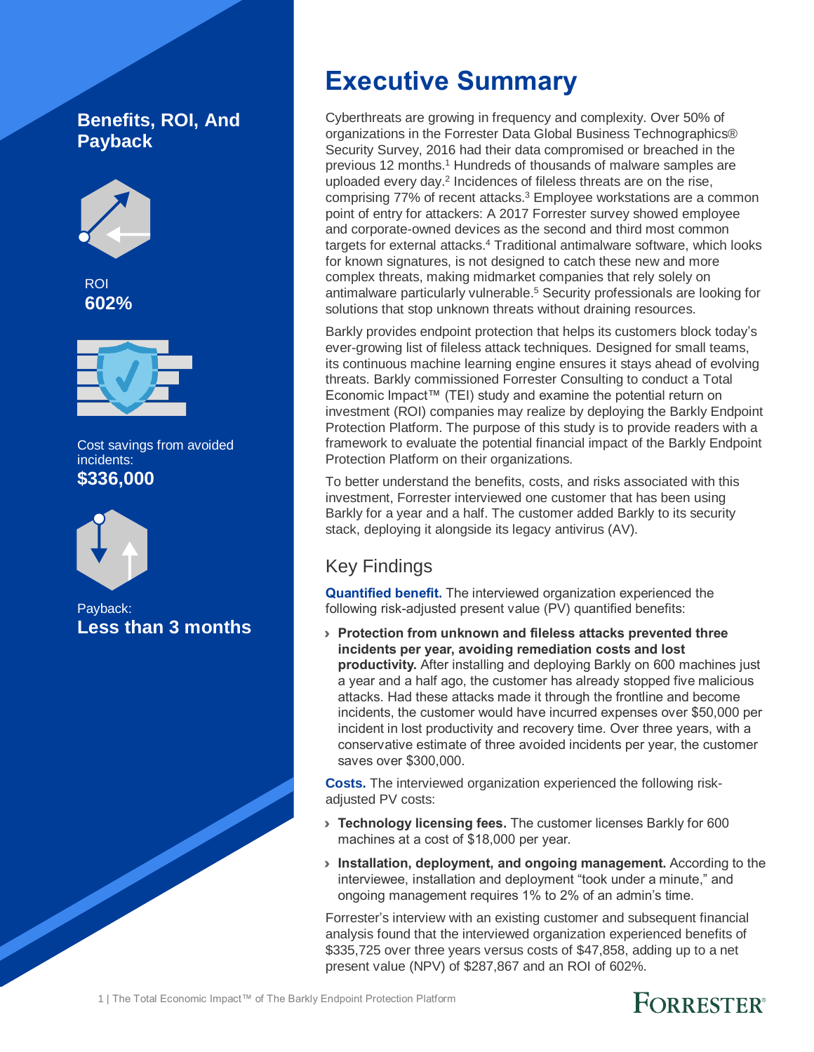## Benefits, ROI, And Payback

ROI
**602%**

Cost savings from avoided incidents:
**$336,000**

Payback:
**Less than 3 months**

# Executive Summary

Cyberthreats are growing in frequency and complexity. Over 50% of organizations in the Forrester Data Global Business Technographics® Security Survey, 2016 had their data compromised or breached in the previous 12 months.[1] Hundreds of thousands of malware samples are uploaded every day.[2] Incidences of fileless threats are on the rise, comprising 77% of recent attacks.[3] Employee workstations are a common point of entry for attackers: A 2017 Forrester survey showed employee and corporate-owned devices as the second and third most common targets for external attacks.[4] Traditional antimalware software, which looks for known signatures, is not designed to catch these new and more complex threats, making midmarket companies that rely solely on antimalware particularly vulnerable.[5] Security professionals are looking for solutions that stop unknown threats without draining resources.

Barkly provides endpoint protection that helps its customers block today's ever-growing list of fileless attack techniques. Designed for small teams, its continuous machine learning engine ensures it stays ahead of evolving threats. Barkly commissioned Forrester Consulting to conduct a Total Economic Impact™ (TEI) study and examine the potential return on investment (ROI) companies may realize by deploying the Barkly Endpoint Protection Platform. The purpose of this study is to provide readers with a framework to evaluate the potential financial impact of the Barkly Endpoint Protection Platform on their organizations.

To better understand the benefits, costs, and risks associated with this investment, Forrester interviewed one customer that has been using Barkly for a year and a half. The customer added Barkly to its security stack, deploying it alongside its legacy antivirus (AV).

## Key Findings

**Quantified benefit.** The interviewed organization experienced the following risk-adjusted present value (PV) quantified benefits:

- **Protection from unknown and fileless attacks prevented three incidents per year, avoiding remediation costs and lost productivity.** After installing and deploying Barkly on 600 machines just a year and a half ago, the customer has already stopped five malicious attacks. Had these attacks made it through the frontline and become incidents, the customer would have incurred expenses over $50,000 per incident in lost productivity and recovery time. Over three years, with a conservative estimate of three avoided incidents per year, the customer saves over $300,000.

**Costs.** The interviewed organization experienced the following risk-adjusted PV costs:

- **Technology licensing fees.** The customer licenses Barkly for 600 machines at a cost of $18,000 per year.
- **Installation, deployment, and ongoing management.** According to the interviewee, installation and deployment "took under a minute," and ongoing management requires 1% to 2% of an admin's time.

Forrester's interview with an existing customer and subsequent financial analysis found that the interviewed organization experienced benefits of $335,725 over three years versus costs of $47,858, adding up to a net present value (NPV) of $287,867 and an ROI of 602%.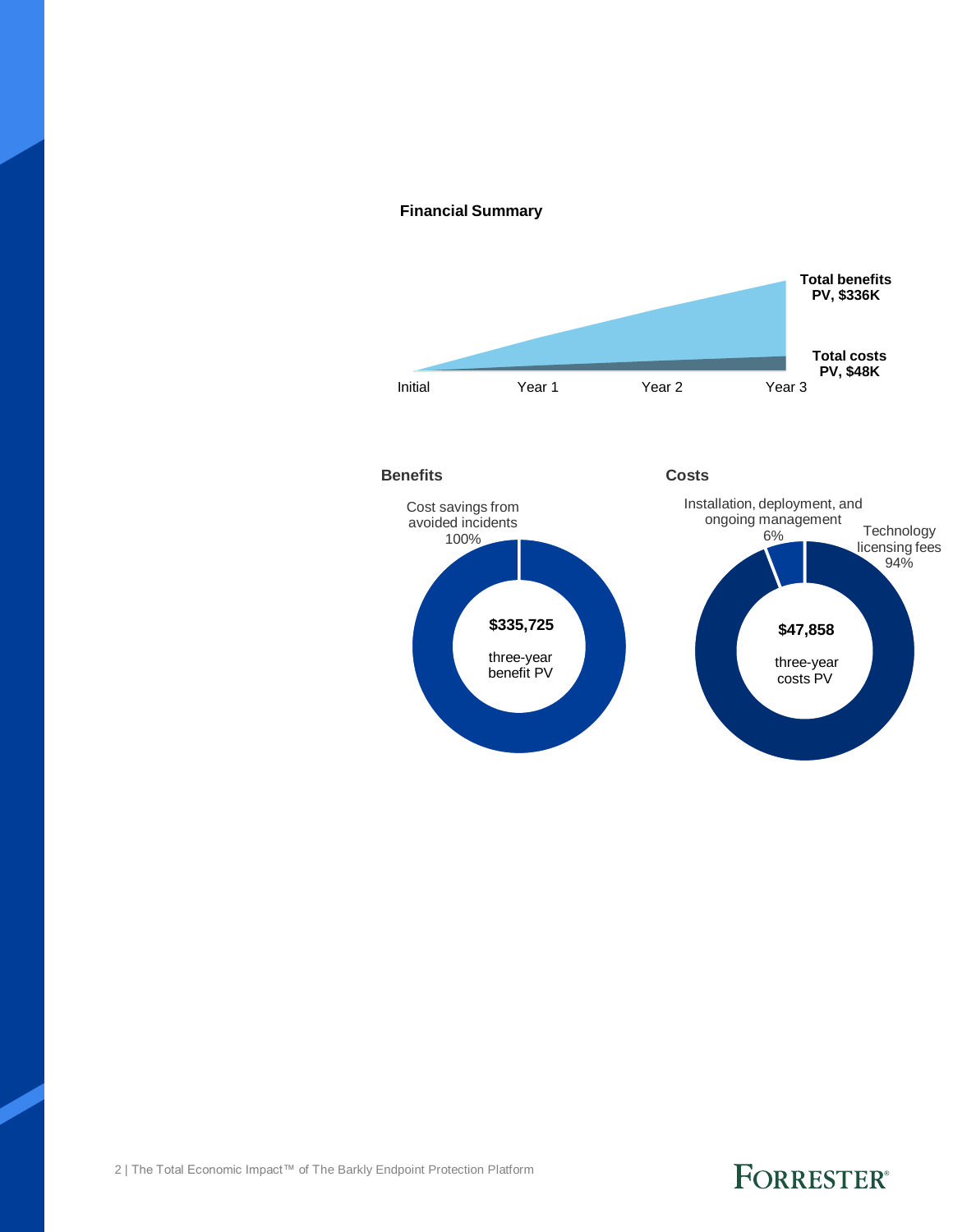**Financial Summary**

Total benefits PV, $336K

Total costs PV, $48K

Initial | Year 1 | Year 2 | Year 3

**Benefits**

Cost savings from avoided incidents 100%

**$335,725**

three-year benefit PV

**Costs**

Installation, deployment, and ongoing management 6%

Technology licensing fees 94%

**$47,858**

three-year costs PV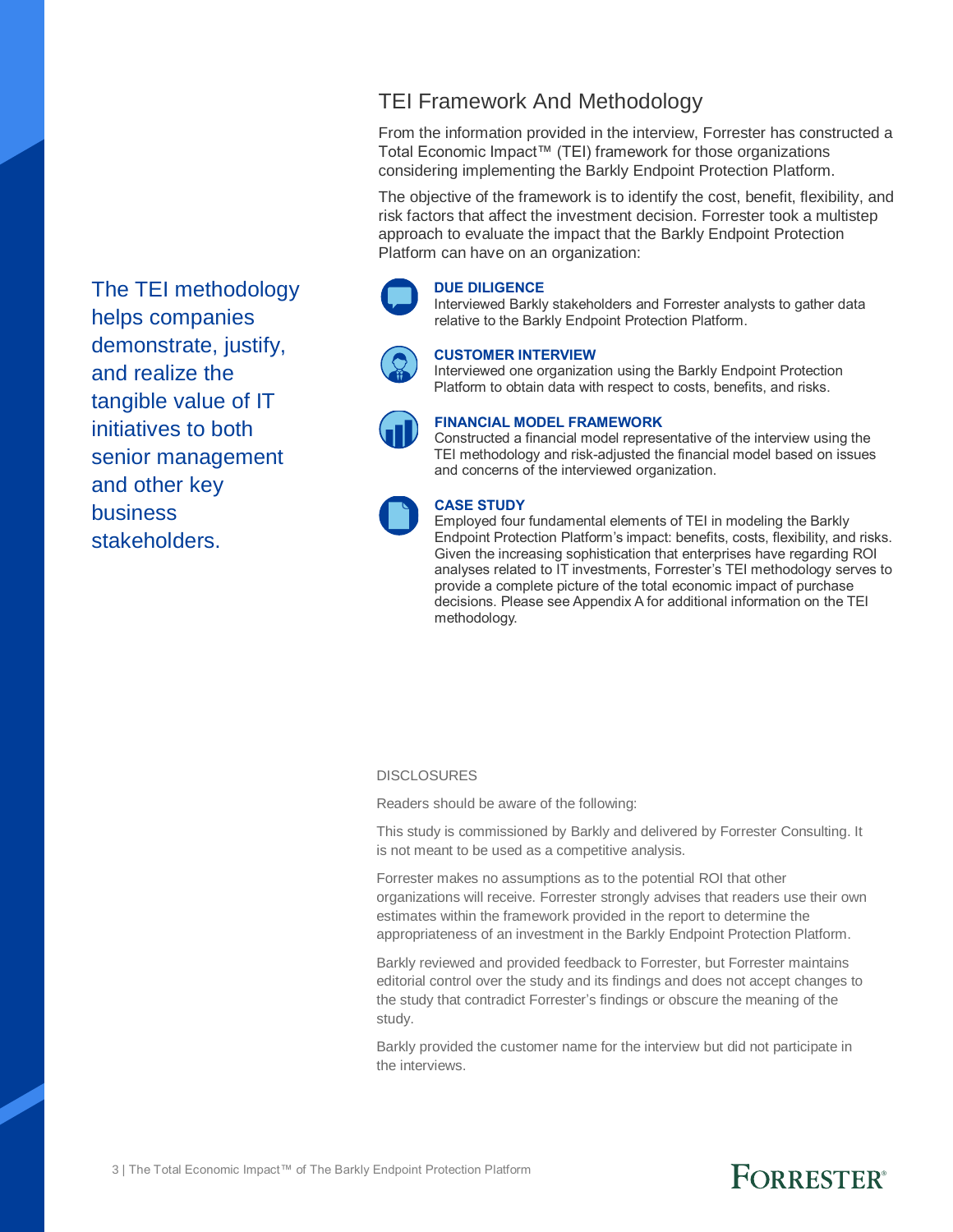## TEI Framework And Methodology

From the information provided in the interview, Forrester has constructed a Total Economic Impact™ (TEI) framework for those organizations considering implementing the Barkly Endpoint Protection Platform.

The objective of the framework is to identify the cost, benefit, flexibility, and risk factors that affect the investment decision. Forrester took a multistep approach to evaluate the impact that the Barkly Endpoint Protection Platform can have on an organization:

The TEI methodology helps companies demonstrate, justify, and realize the tangible value of IT initiatives to both senior management and other key business stakeholders.

**DUE DILIGENCE**
Interviewed Barkly stakeholders and Forrester analysts to gather data relative to the Barkly Endpoint Protection Platform.

**CUSTOMER INTERVIEW**
Interviewed one organization using the Barkly Endpoint Protection Platform to obtain data with respect to costs, benefits, and risks.

**FINANCIAL MODEL FRAMEWORK**
Constructed a financial model representative of the interview using the TEI methodology and risk-adjusted the financial model based on issues and concerns of the interviewed organization.

**CASE STUDY**
Employed four fundamental elements of TEI in modeling the Barkly Endpoint Protection Platform's impact: benefits, costs, flexibility, and risks. Given the increasing sophistication that enterprises have regarding ROI analyses related to IT investments, Forrester's TEI methodology serves to provide a complete picture of the total economic impact of purchase decisions. Please see Appendix A for additional information on the TEI methodology.

DISCLOSURES

Readers should be aware of the following:

This study is commissioned by Barkly and delivered by Forrester Consulting. It is not meant to be used as a competitive analysis.

Forrester makes no assumptions as to the potential ROI that other organizations will receive. Forrester strongly advises that readers use their own estimates within the framework provided in the report to determine the appropriateness of an investment in the Barkly Endpoint Protection Platform.

Barkly reviewed and provided feedback to Forrester, but Forrester maintains editorial control over the study and its findings and does not accept changes to the study that contradict Forrester's findings or obscure the meaning of the study.

Barkly provided the customer name for the interview but did not participate in the interviews.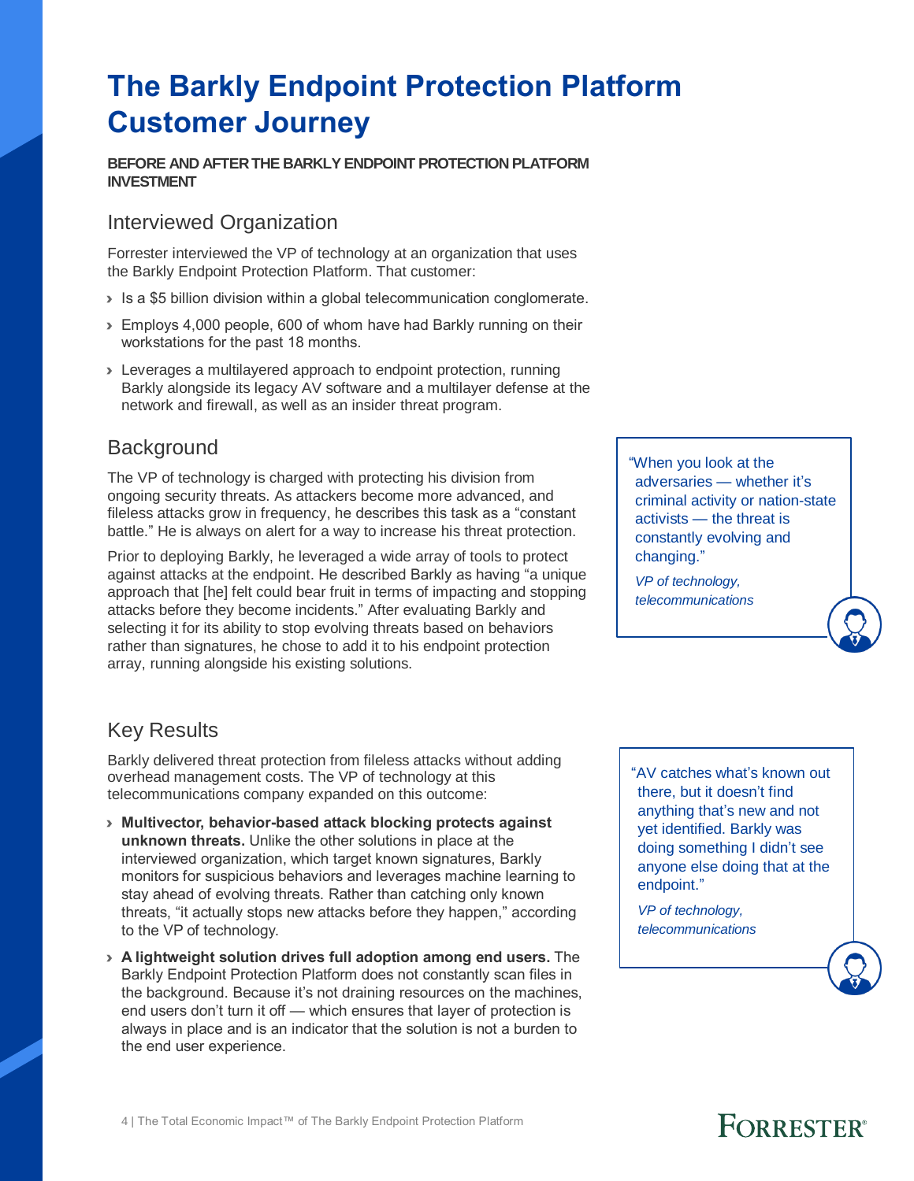# The Barkly Endpoint Protection Platform Customer Journey

**BEFORE AND AFTER THE BARKLY ENDPOINT PROTECTION PLATFORM INVESTMENT**

## Interviewed Organization

Forrester interviewed the VP of technology at an organization that uses the Barkly Endpoint Protection Platform. That customer:

- Is a $5 billion division within a global telecommunication conglomerate.
- Employs 4,000 people, 600 of whom have had Barkly running on their workstations for the past 18 months.
- Leverages a multilayered approach to endpoint protection, running Barkly alongside its legacy AV software and a multilayer defense at the network and firewall, as well as an insider threat program.

## Background

The VP of technology is charged with protecting his division from ongoing security threats. As attackers become more advanced, and fileless attacks grow in frequency, he describes this task as a "constant battle." He is always on alert for a way to increase his threat protection.

Prior to deploying Barkly, he leveraged a wide array of tools to protect against attacks at the endpoint. He described Barkly as having "a unique approach that [he] felt could bear fruit in terms of impacting and stopping attacks before they become incidents." After evaluating Barkly and selecting it for its ability to stop evolving threats based on behaviors rather than signatures, he chose to add it to his endpoint protection array, running alongside his existing solutions.

> "When you look at the adversaries — whether it's criminal activity or nation-state activists — the threat is constantly evolving and changing."
>
> *VP of technology, telecommunications*

## Key Results

Barkly delivered threat protection from fileless attacks without adding overhead management costs. The VP of technology at this telecommunications company expanded on this outcome:

- **Multivector, behavior-based attack blocking protects against unknown threats.** Unlike the other solutions in place at the interviewed organization, which target known signatures, Barkly monitors for suspicious behaviors and leverages machine learning to stay ahead of evolving threats. Rather than catching only known threats, "it actually stops new attacks before they happen," according to the VP of technology.
- **A lightweight solution drives full adoption among end users.** The Barkly Endpoint Protection Platform does not constantly scan files in the background. Because it's not draining resources on the machines, end users don't turn it off — which ensures that layer of protection is always in place and is an indicator that the solution is not a burden to the end user experience.

> "AV catches what's known out there, but it doesn't find anything that's new and not yet identified. Barkly was doing something I didn't see anyone else doing that at the endpoint."
>
> *VP of technology, telecommunications*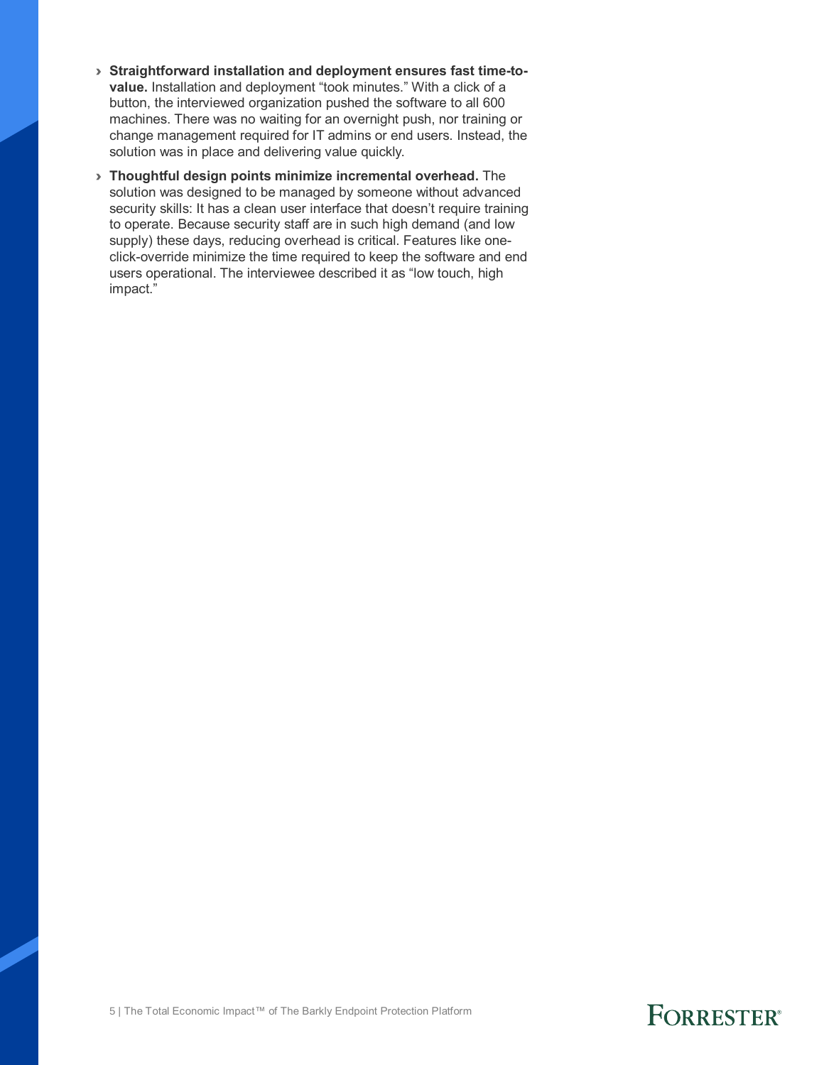- **Straightforward installation and deployment ensures fast time-to-value.** Installation and deployment "took minutes." With a click of a button, the interviewed organization pushed the software to all 600 machines. There was no waiting for an overnight push, nor training or change management required for IT admins or end users. Instead, the solution was in place and delivering value quickly.
- **Thoughtful design points minimize incremental overhead.** The solution was designed to be managed by someone without advanced security skills: It has a clean user interface that doesn't require training to operate. Because security staff are in such high demand (and low supply) these days, reducing overhead is critical. Features like one-click-override minimize the time required to keep the software and end users operational. The interviewee described it as "low touch, high impact."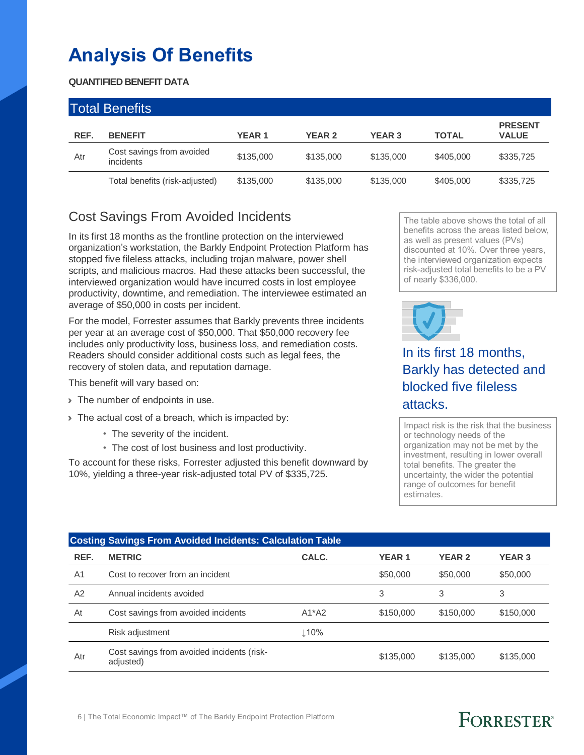# Analysis Of Benefits

**QUANTIFIED BENEFIT DATA**

| Total Benefits | | | | | | |
|---|---|---|---|---|---|---|
| **REF.** | **BENEFIT** | **YEAR 1** | **YEAR 2** | **YEAR 3** | **TOTAL** | **PRESENT VALUE** |
| Atr | Cost savings from avoided incidents | $135,000 | $135,000 | $135,000 | $405,000 | $335,725 |
| | Total benefits (risk-adjusted) | $135,000 | $135,000 | $135,000 | $405,000 | $335,725 |

## Cost Savings From Avoided Incidents

In its first 18 months as the frontline protection on the interviewed organization's workstation, the Barkly Endpoint Protection Platform has stopped five fileless attacks, including trojan malware, power shell scripts, and malicious macros. Had these attacks been successful, the interviewed organization would have incurred costs in lost employee productivity, downtime, and remediation. The interviewee estimated an average of $50,000 in costs per incident.

For the model, Forrester assumes that Barkly prevents three incidents per year at an average cost of $50,000. That $50,000 recovery fee includes only productivity loss, business loss, and remediation costs. Readers should consider additional costs such as legal fees, the recovery of stolen data, and reputation damage.

This benefit will vary based on:

- The number of endpoints in use.
- The actual cost of a breach, which is impacted by:
  - The severity of the incident.
  - The cost of lost business and lost productivity.

To account for these risks, Forrester adjusted this benefit downward by 10%, yielding a three-year risk-adjusted total PV of $335,725.

The table above shows the total of all benefits across the areas listed below, as well as present values (PVs) discounted at 10%. Over three years, the interviewed organization expects risk-adjusted total benefits to be a PV of nearly $336,000.

In its first 18 months, Barkly has detected and blocked five fileless attacks.

Impact risk is the risk that the business or technology needs of the organization may not be met by the investment, resulting in lower overall total benefits. The greater the uncertainty, the wider the potential range of outcomes for benefit estimates.

| Costing Savings From Avoided Incidents: Calculation Table | | | | | |
|---|---|---|---|---|---|
| **REF.** | **METRIC** | **CALC.** | **YEAR 1** | **YEAR 2** | **YEAR 3** |
| A1 | Cost to recover from an incident | | $50,000 | $50,000 | $50,000 |
| A2 | Annual incidents avoided | | 3 | 3 | 3 |
| At | Cost savings from avoided incidents | A1*A2 | $150,000 | $150,000 | $150,000 |
| | Risk adjustment | ↓10% | | | |
| Atr | Cost savings from avoided incidents (risk-adjusted) | | $135,000 | $135,000 | $135,000 |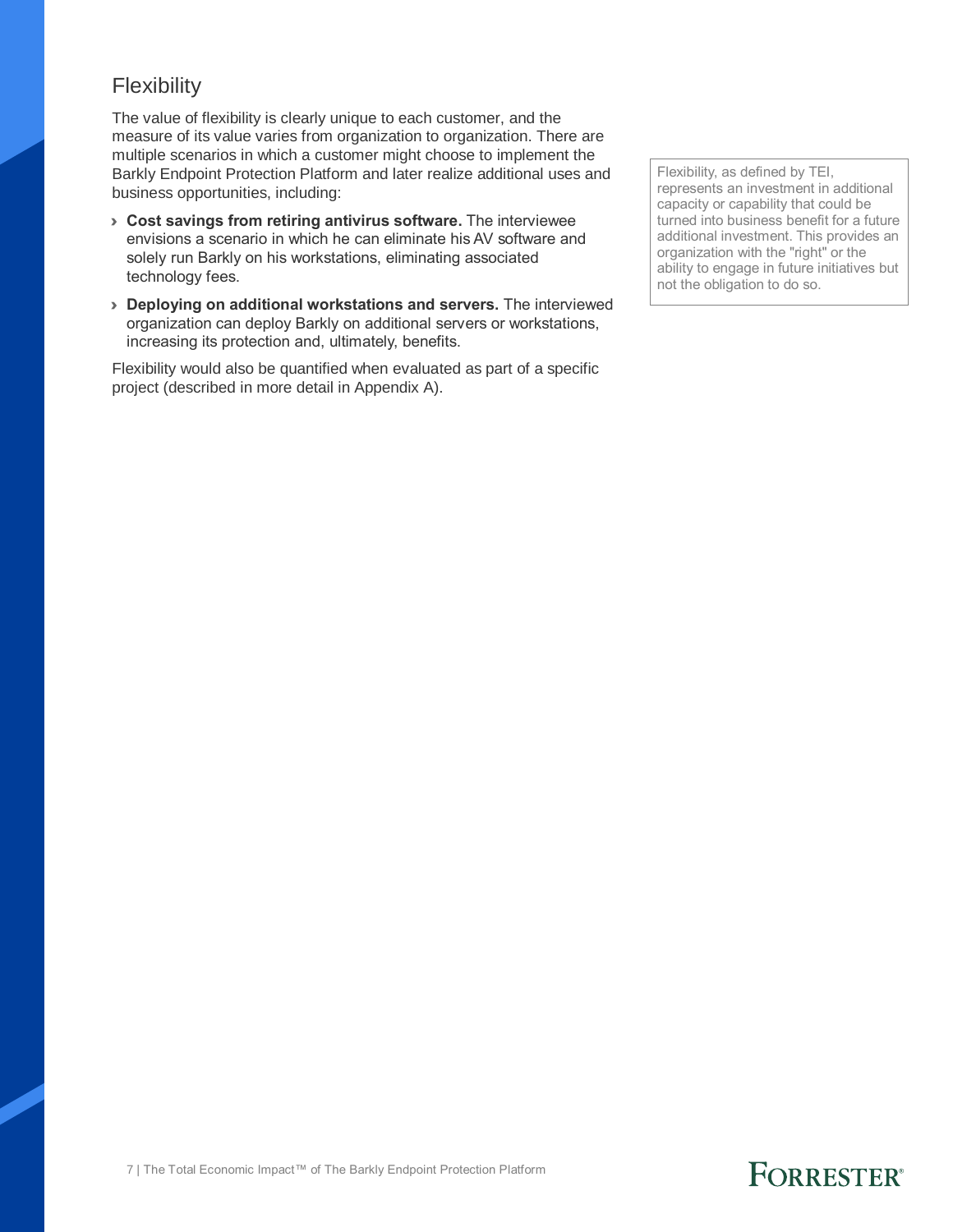## Flexibility

The value of flexibility is clearly unique to each customer, and the measure of its value varies from organization to organization. There are multiple scenarios in which a customer might choose to implement the Barkly Endpoint Protection Platform and later realize additional uses and business opportunities, including:

- **Cost savings from retiring antivirus software.** The interviewee envisions a scenario in which he can eliminate his AV software and solely run Barkly on his workstations, eliminating associated technology fees.
- **Deploying on additional workstations and servers.** The interviewed organization can deploy Barkly on additional servers or workstations, increasing its protection and, ultimately, benefits.

Flexibility would also be quantified when evaluated as part of a specific project (described in more detail in Appendix A).

> Flexibility, as defined by TEI, represents an investment in additional capacity or capability that could be turned into business benefit for a future additional investment. This provides an organization with the "right" or the ability to engage in future initiatives but not the obligation to do so.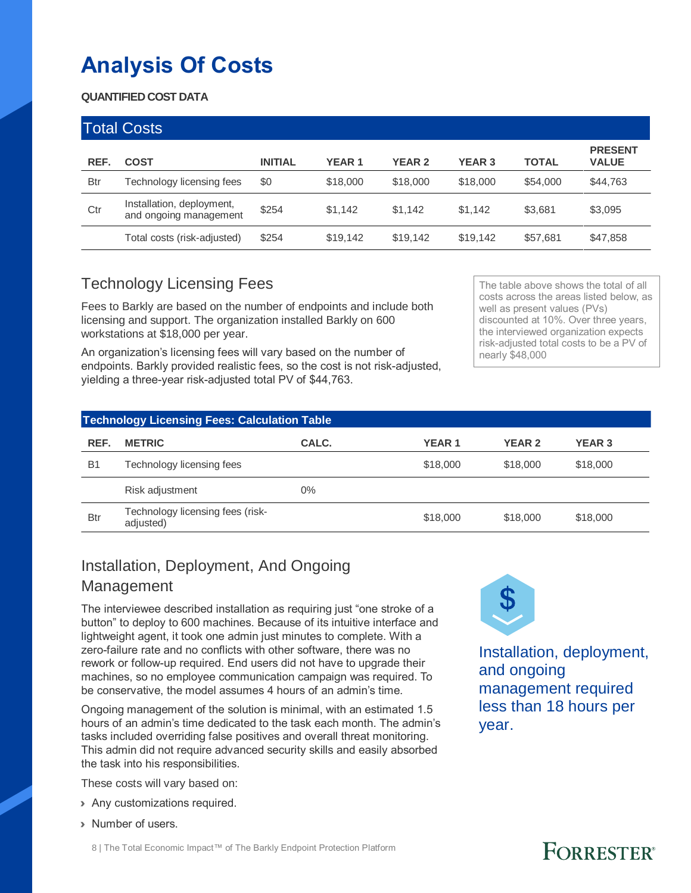# Analysis Of Costs

**QUANTIFIED COST DATA**

| Total Costs | | | | | | | |
|---|---|---|---|---|---|---|---|
| **REF.** | **COST** | **INITIAL** | **YEAR 1** | **YEAR 2** | **YEAR 3** | **TOTAL** | **PRESENT VALUE** |
| Btr | Technology licensing fees | $0 | $18,000 | $18,000 | $18,000 | $54,000 | $44,763 |
| Ctr | Installation, deployment, and ongoing management | $254 | $1,142 | $1,142 | $1,142 | $3,681 | $3,095 |
| | Total costs (risk-adjusted) | $254 | $19,142 | $19,142 | $19,142 | $57,681 | $47,858 |

## Technology Licensing Fees

Fees to Barkly are based on the number of endpoints and include both licensing and support. The organization installed Barkly on 600 workstations at $18,000 per year.

An organization's licensing fees will vary based on the number of endpoints. Barkly provided realistic fees, so the cost is not risk-adjusted, yielding a three-year risk-adjusted total PV of $44,763.

The table above shows the total of all costs across the areas listed below, as well as present values (PVs) discounted at 10%. Over three years, the interviewed organization expects risk-adjusted total costs to be a PV of nearly $48,000

| Technology Licensing Fees: Calculation Table | | | | | |
|---|---|---|---|---|---|
| **REF.** | **METRIC** | **CALC.** | **YEAR 1** | **YEAR 2** | **YEAR 3** |
| B1 | Technology licensing fees | | $18,000 | $18,000 | $18,000 |
| | Risk adjustment | 0% | | | |
| Btr | Technology licensing fees (risk-adjusted) | | $18,000 | $18,000 | $18,000 |

## Installation, Deployment, And Ongoing Management

The interviewee described installation as requiring just "one stroke of a button" to deploy to 600 machines. Because of its intuitive interface and lightweight agent, it took one admin just minutes to complete. With a zero-failure rate and no conflicts with other software, there was no rework or follow-up required. End users did not have to upgrade their machines, so no employee communication campaign was required. To be conservative, the model assumes 4 hours of an admin's time.

Ongoing management of the solution is minimal, with an estimated 1.5 hours of an admin's time dedicated to the task each month. The admin's tasks included overriding false positives and overall threat monitoring. This admin did not require advanced security skills and easily absorbed the task into his responsibilities.

These costs will vary based on:

- Any customizations required.
- Number of users.

Installation, deployment, and ongoing management required less than 18 hours per year.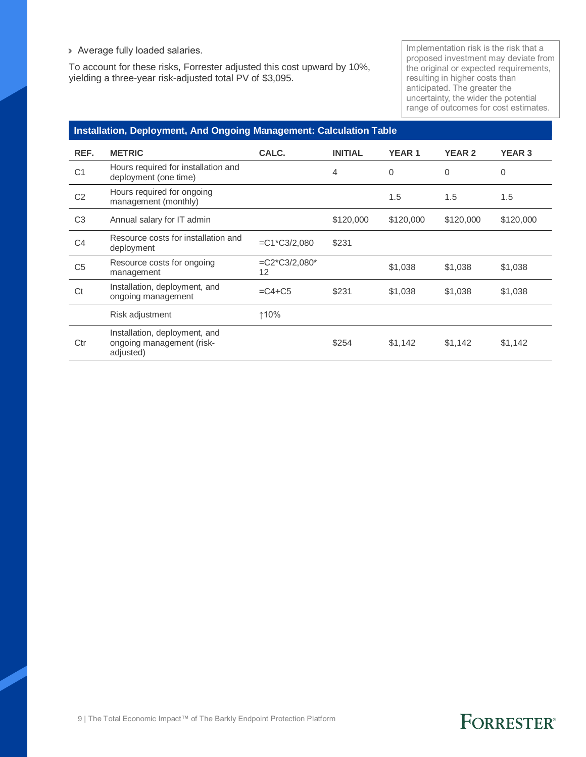- Average fully loaded salaries.

To account for these risks, Forrester adjusted this cost upward by 10%, yielding a three-year risk-adjusted total PV of $3,095.

Implementation risk is the risk that a proposed investment may deviate from the original or expected requirements, resulting in higher costs than anticipated. The greater the uncertainty, the wider the potential range of outcomes for cost estimates.

**Installation, Deployment, And Ongoing Management: Calculation Table**

| REF. | METRIC | CALC. | INITIAL | YEAR 1 | YEAR 2 | YEAR 3 |
|---|---|---|---|---|---|---|
| C1 | Hours required for installation and deployment (one time) | | 4 | 0 | 0 | 0 |
| C2 | Hours required for ongoing management (monthly) | | | 1.5 | 1.5 | 1.5 |
| C3 | Annual salary for IT admin | | $120,000 | $120,000 | $120,000 | $120,000 |
| C4 | Resource costs for installation and deployment | =C1*C3/2,080 | $231 | | | |
| C5 | Resource costs for ongoing management | =C2*C3/2,080*12 | | $1,038 | $1,038 | $1,038 |
| Ct | Installation, deployment, and ongoing management | =C4+C5 | $231 | $1,038 | $1,038 | $1,038 |
| | Risk adjustment | ↑10% | | | | |
| Ctr | Installation, deployment, and ongoing management (risk-adjusted) | | $254 | $1,142 | $1,142 | $1,142 |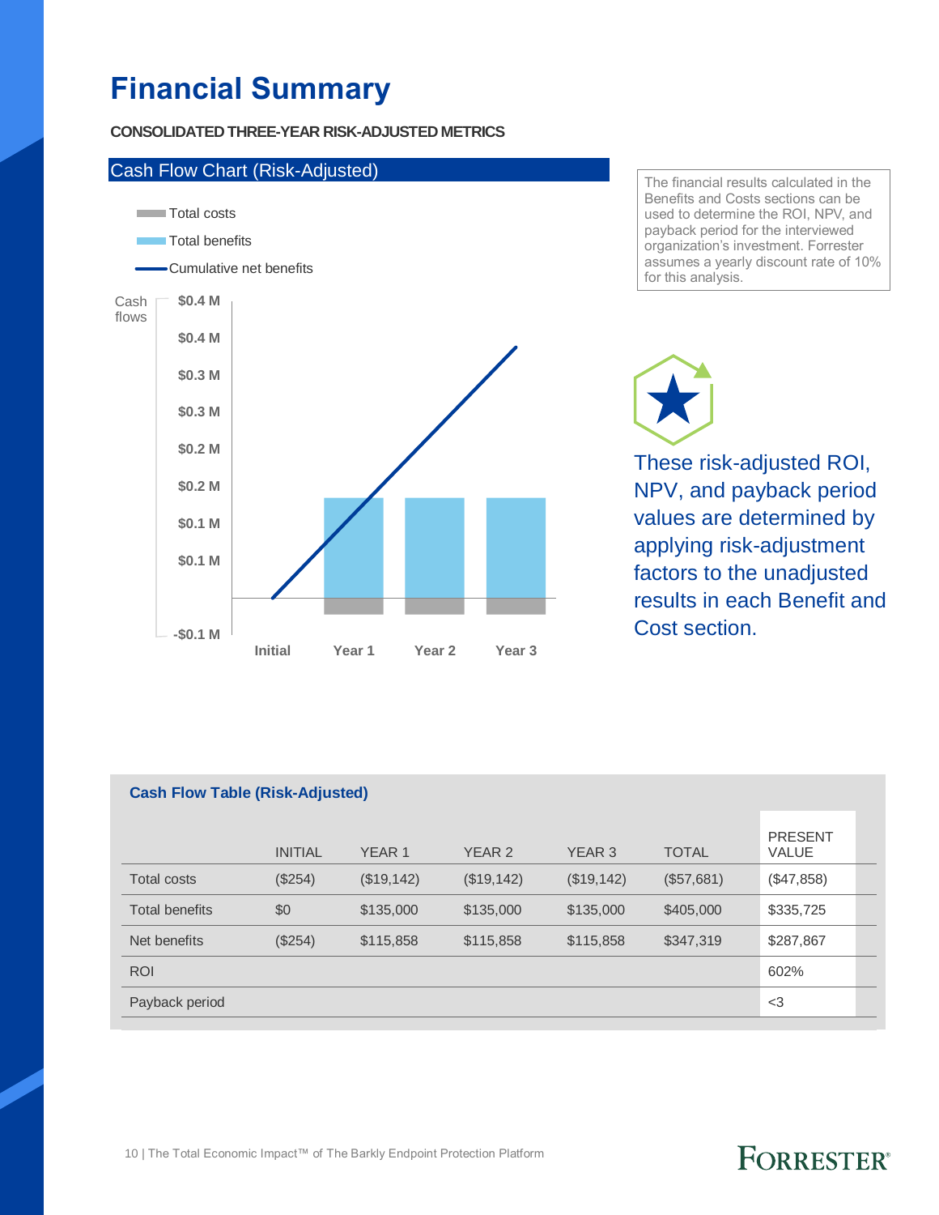# Financial Summary

**CONSOLIDATED THREE-YEAR RISK-ADJUSTED METRICS**

## Cash Flow Chart (Risk-Adjusted)

- Total costs
- Total benefits
- Cumulative net benefits

Cash flows: $0.4 M, $0.4 M, $0.3 M, $0.3 M, $0.2 M, $0.2 M, $0.1 M, $0.1 M, -$0.1 M

Initial, Year 1, Year 2, Year 3

The financial results calculated in the Benefits and Costs sections can be used to determine the ROI, NPV, and payback period for the interviewed organization's investment. Forrester assumes a yearly discount rate of 10% for this analysis.

These risk-adjusted ROI, NPV, and payback period values are determined by applying risk-adjustment factors to the unadjusted results in each Benefit and Cost section.

**Cash Flow Table (Risk-Adjusted)**

| | INITIAL | YEAR 1 | YEAR 2 | YEAR 3 | TOTAL | PRESENT VALUE |
|---|---|---|---|---|---|---|
| Total costs | ($254) | ($19,142) | ($19,142) | ($19,142) | ($57,681) | ($47,858) |
| Total benefits | $0 | $135,000 | $135,000 | $135,000 | $405,000 | $335,725 |
| Net benefits | ($254) | $115,858 | $115,858 | $115,858 | $347,319 | $287,867 |
| ROI | | | | | | 602% |
| Payback period | | | | | | <3 |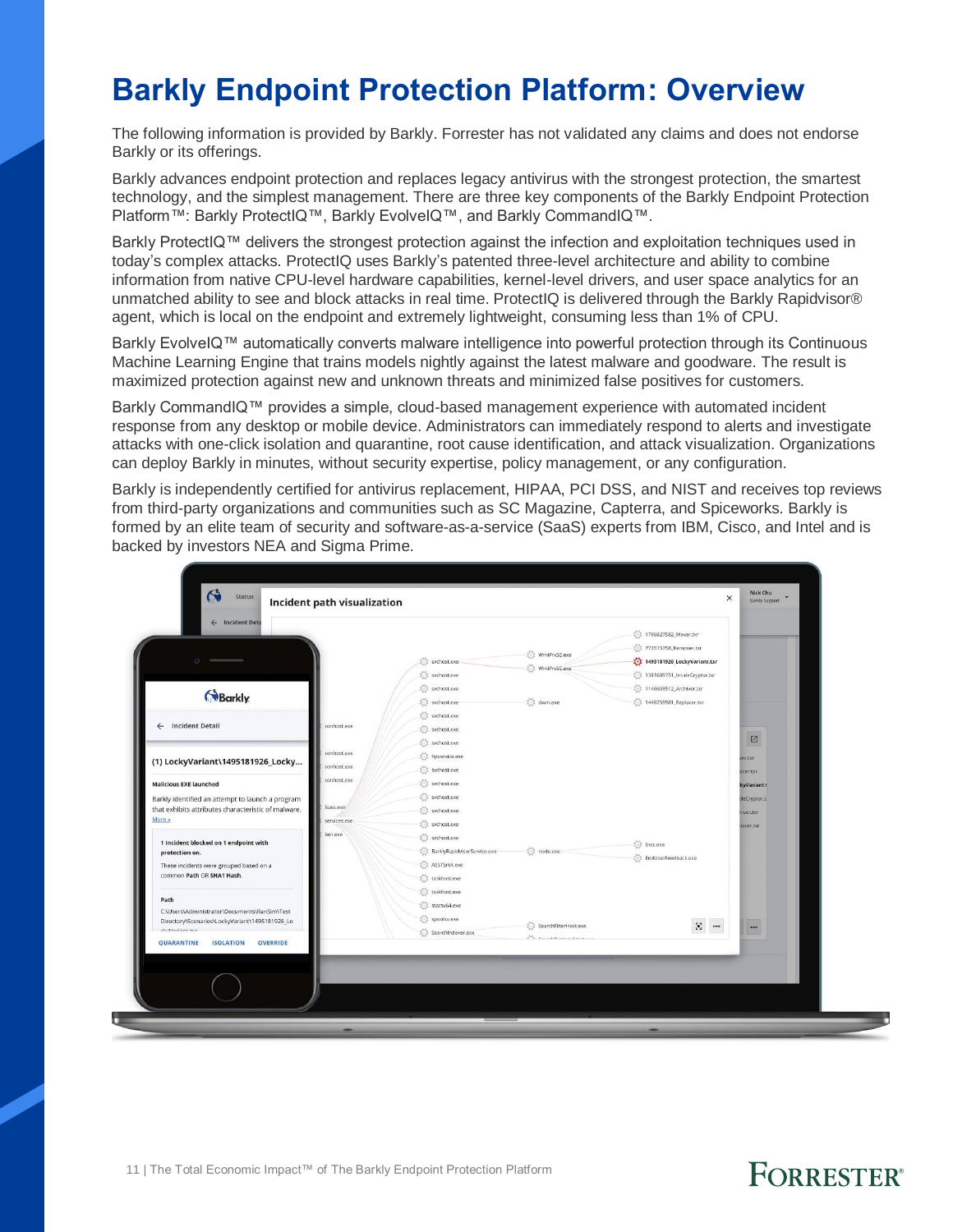# Barkly Endpoint Protection Platform: Overview

The following information is provided by Barkly. Forrester has not validated any claims and does not endorse Barkly or its offerings.

Barkly advances endpoint protection and replaces legacy antivirus with the strongest protection, the smartest technology, and the simplest management. There are three key components of the Barkly Endpoint Protection Platform™: Barkly ProtectIQ™, Barkly EvolveIQ™, and Barkly CommandIQ™.

Barkly ProtectIQ™ delivers the strongest protection against the infection and exploitation techniques used in today's complex attacks. ProtectIQ uses Barkly's patented three-level architecture and ability to combine information from native CPU-level hardware capabilities, kernel-level drivers, and user space analytics for an unmatched ability to see and block attacks in real time. ProtectIQ is delivered through the Barkly Rapidvisor® agent, which is local on the endpoint and extremely lightweight, consuming less than 1% of CPU.

Barkly EvolveIQ™ automatically converts malware intelligence into powerful protection through its Continuous Machine Learning Engine that trains models nightly against the latest malware and goodware. The result is maximized protection against new and unknown threats and minimized false positives for customers.

Barkly CommandIQ™ provides a simple, cloud-based management experience with automated incident response from any desktop or mobile device. Administrators can immediately respond to alerts and investigate attacks with one-click isolation and quarantine, root cause identification, and attack visualization. Organizations can deploy Barkly in minutes, without security expertise, policy management, or any configuration.

Barkly is independently certified for antivirus replacement, HIPAA, PCI DSS, and NIST and receives top reviews from third-party organizations and communities such as SC Magazine, Capterra, and Spiceworks. Barkly is formed by an elite team of security and software-as-a-service (SaaS) experts from IBM, Cisco, and Intel and is backed by investors NEA and Sigma Prime.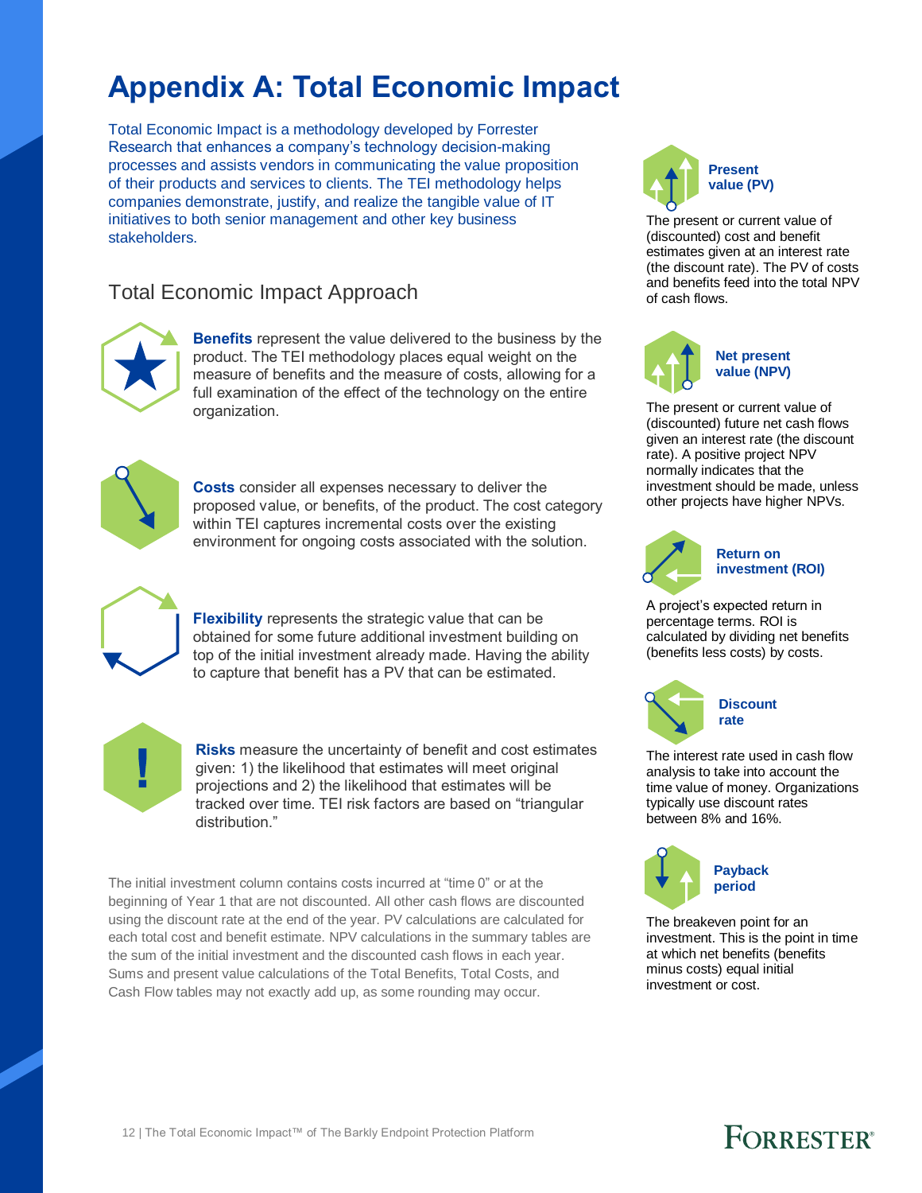# Appendix A: Total Economic Impact

Total Economic Impact is a methodology developed by Forrester Research that enhances a company's technology decision-making processes and assists vendors in communicating the value proposition of their products and services to clients. The TEI methodology helps companies demonstrate, justify, and realize the tangible value of IT initiatives to both senior management and other key business stakeholders.

## Total Economic Impact Approach

**Benefits** represent the value delivered to the business by the product. The TEI methodology places equal weight on the measure of benefits and the measure of costs, allowing for a full examination of the effect of the technology on the entire organization.

**Costs** consider all expenses necessary to deliver the proposed value, or benefits, of the product. The cost category within TEI captures incremental costs over the existing environment for ongoing costs associated with the solution.

**Flexibility** represents the strategic value that can be obtained for some future additional investment building on top of the initial investment already made. Having the ability to capture that benefit has a PV that can be estimated.

**Risks** measure the uncertainty of benefit and cost estimates given: 1) the likelihood that estimates will meet original projections and 2) the likelihood that estimates will be tracked over time. TEI risk factors are based on "triangular distribution."

The initial investment column contains costs incurred at "time 0" or at the beginning of Year 1 that are not discounted. All other cash flows are discounted using the discount rate at the end of the year. PV calculations are calculated for each total cost and benefit estimate. NPV calculations in the summary tables are the sum of the initial investment and the discounted cash flows in each year. Sums and present value calculations of the Total Benefits, Total Costs, and Cash Flow tables may not exactly add up, as some rounding may occur.

**Present value (PV)**

The present or current value of (discounted) cost and benefit estimates given at an interest rate (the discount rate). The PV of costs and benefits feed into the total NPV of cash flows.

**Net present value (NPV)**

The present or current value of (discounted) future net cash flows given an interest rate (the discount rate). A positive project NPV normally indicates that the investment should be made, unless other projects have higher NPVs.

**Return on investment (ROI)**

A project's expected return in percentage terms. ROI is calculated by dividing net benefits (benefits less costs) by costs.

**Discount rate**

The interest rate used in cash flow analysis to take into account the time value of money. Organizations typically use discount rates between 8% and 16%.

**Payback period**

The breakeven point for an investment. This is the point in time at which net benefits (benefits minus costs) equal initial investment or cost.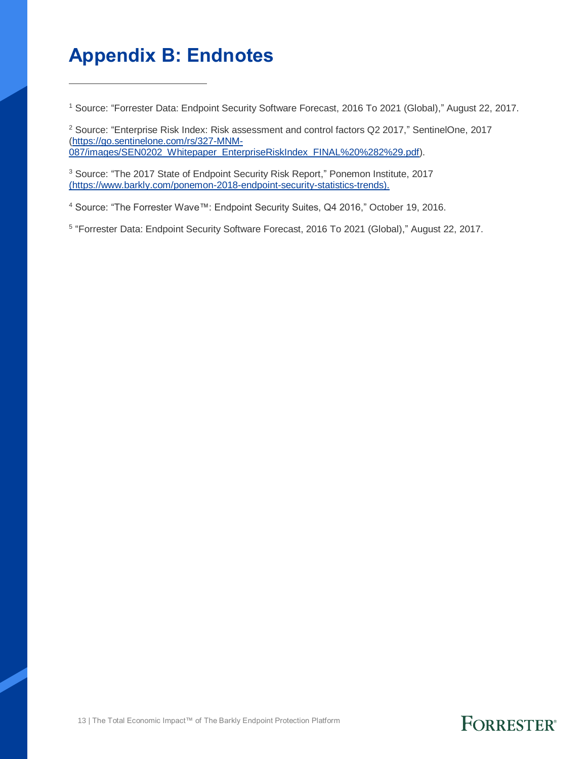# Appendix B: Endnotes

[1] Source: "Forrester Data: Endpoint Security Software Forecast, 2016 To 2021 (Global)," August 22, 2017.

[2] Source: "Enterprise Risk Index: Risk assessment and control factors Q2 2017," SentinelOne, 2017 (https://go.sentinelone.com/rs/327-MNM-087/images/SEN0202_Whitepaper_EnterpriseRiskIndex_FINAL%20%282%29.pdf).

[3] Source: "The 2017 State of Endpoint Security Risk Report," Ponemon Institute, 2017 (https://www.barkly.com/ponemon-2018-endpoint-security-statistics-trends).

[4] Source: "The Forrester Wave™: Endpoint Security Suites, Q4 2016," October 19, 2016.

[5] "Forrester Data: Endpoint Security Software Forecast, 2016 To 2021 (Global)," August 22, 2017.